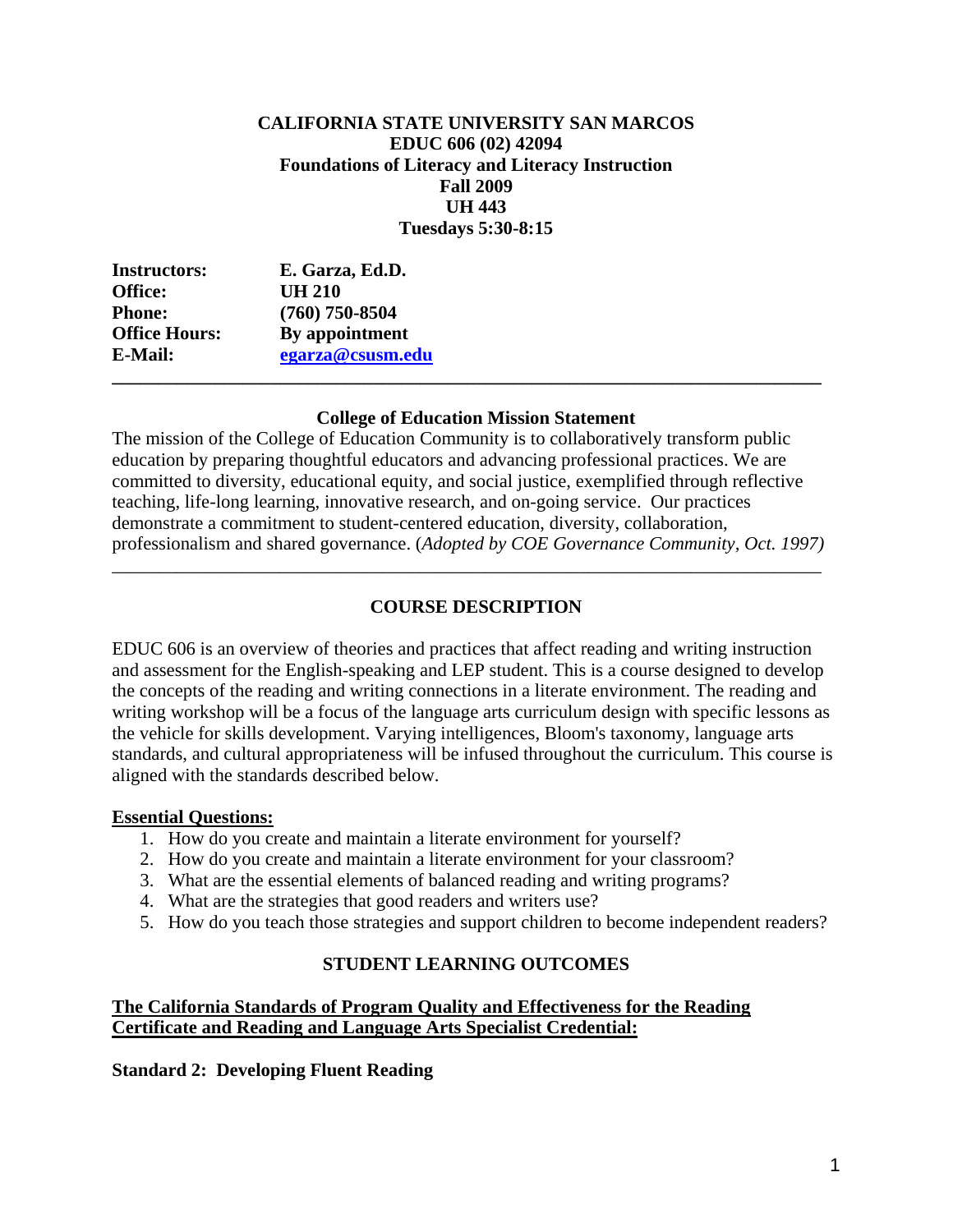**CALIFORNIA STATE UNIVERSITY SAN MARCOS**
**EDUC 606 (02) 42094**
**Foundations of Literacy and Literacy Instruction**
**Fall 2009**
**UH 443**
**Tuesdays 5:30-8:15**

| | |
|---|---|
| **Instructors:** | **E. Garza, Ed.D.** |
| **Office:** | **UH 210** |
| **Phone:** | **(760) 750-8504** |
| **Office Hours:** | **By appointment** |
| **E-Mail:** | **egarza@csusm.edu** |

---

### College of Education Mission Statement

The mission of the College of Education Community is to collaboratively transform public education by preparing thoughtful educators and advancing professional practices. We are committed to diversity, educational equity, and social justice, exemplified through reflective teaching, life-long learning, innovative research, and on-going service. Our practices demonstrate a commitment to student-centered education, diversity, collaboration, professionalism and shared governance. (*Adopted by COE Governance Community, Oct. 1997)*

---

## COURSE DESCRIPTION

EDUC 606 is an overview of theories and practices that affect reading and writing instruction and assessment for the English-speaking and LEP student. This is a course designed to develop the concepts of the reading and writing connections in a literate environment. The reading and writing workshop will be a focus of the language arts curriculum design with specific lessons as the vehicle for skills development. Varying intelligences, Bloom's taxonomy, language arts standards, and cultural appropriateness will be infused throughout the curriculum. This course is aligned with the standards described below.

**Essential Questions:**

1. How do you create and maintain a literate environment for yourself?
2. How do you create and maintain a literate environment for your classroom?
3. What are the essential elements of balanced reading and writing programs?
4. What are the strategies that good readers and writers use?
5. How do you teach those strategies and support children to become independent readers?

## STUDENT LEARNING OUTCOMES

**The California Standards of Program Quality and Effectiveness for the Reading Certificate and Reading and Language Arts Specialist Credential:**

**Standard 2: Developing Fluent Reading**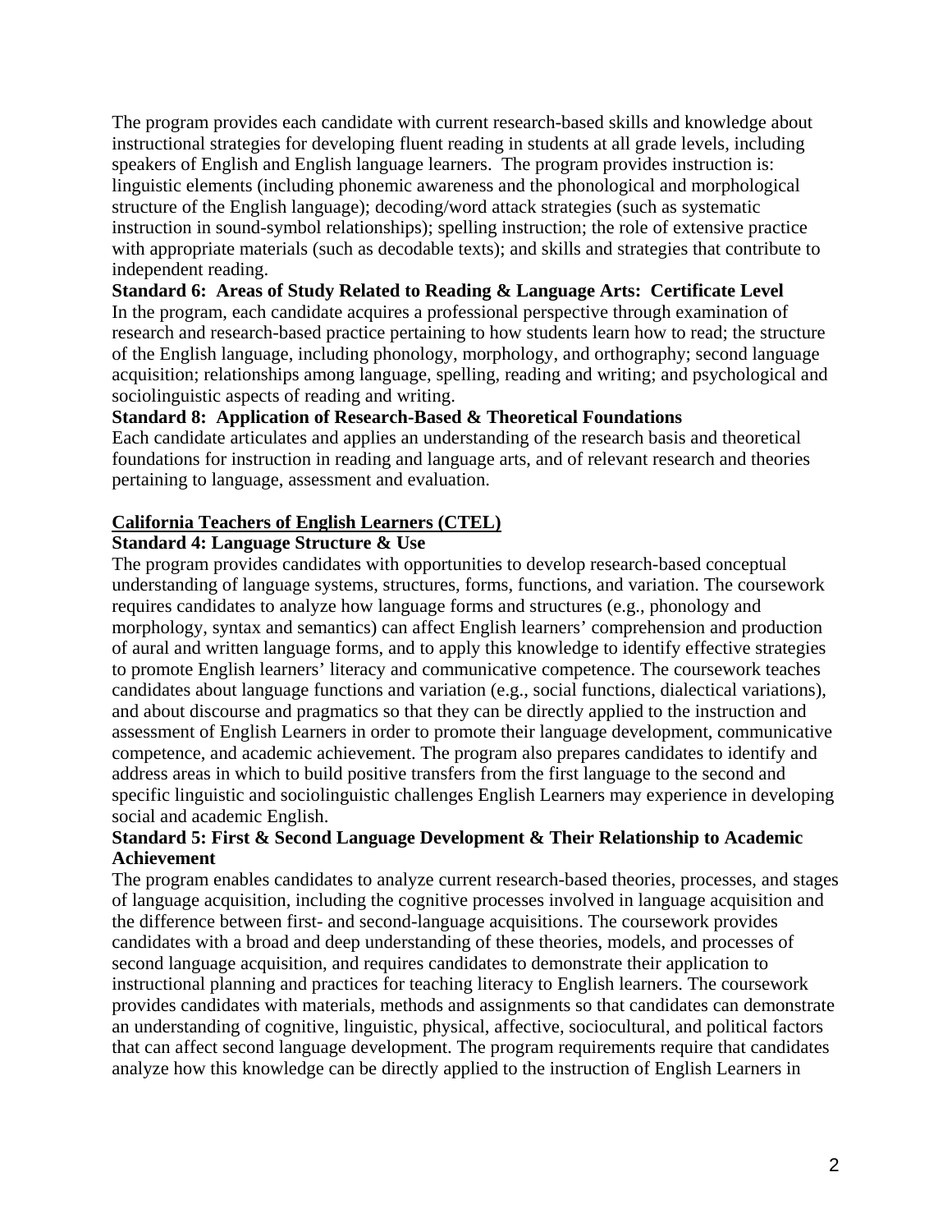The program provides each candidate with current research-based skills and knowledge about instructional strategies for developing fluent reading in students at all grade levels, including speakers of English and English language learners. The program provides instruction is: linguistic elements (including phonemic awareness and the phonological and morphological structure of the English language); decoding/word attack strategies (such as systematic instruction in sound-symbol relationships); spelling instruction; the role of extensive practice with appropriate materials (such as decodable texts); and skills and strategies that contribute to independent reading.

**Standard 6: Areas of Study Related to Reading & Language Arts: Certificate Level**

In the program, each candidate acquires a professional perspective through examination of research and research-based practice pertaining to how students learn how to read; the structure of the English language, including phonology, morphology, and orthography; second language acquisition; relationships among language, spelling, reading and writing; and psychological and sociolinguistic aspects of reading and writing.

**Standard 8: Application of Research-Based & Theoretical Foundations**

Each candidate articulates and applies an understanding of the research basis and theoretical foundations for instruction in reading and language arts, and of relevant research and theories pertaining to language, assessment and evaluation.

**<u>California Teachers of English Learners (CTEL)</u>**

**Standard 4: Language Structure & Use**

The program provides candidates with opportunities to develop research-based conceptual understanding of language systems, structures, forms, functions, and variation. The coursework requires candidates to analyze how language forms and structures (e.g., phonology and morphology, syntax and semantics) can affect English learners' comprehension and production of aural and written language forms, and to apply this knowledge to identify effective strategies to promote English learners' literacy and communicative competence. The coursework teaches candidates about language functions and variation (e.g., social functions, dialectical variations), and about discourse and pragmatics so that they can be directly applied to the instruction and assessment of English Learners in order to promote their language development, communicative competence, and academic achievement. The program also prepares candidates to identify and address areas in which to build positive transfers from the first language to the second and specific linguistic and sociolinguistic challenges English Learners may experience in developing social and academic English.

**Standard 5: First & Second Language Development & Their Relationship to Academic Achievement**

The program enables candidates to analyze current research-based theories, processes, and stages of language acquisition, including the cognitive processes involved in language acquisition and the difference between first- and second-language acquisitions. The coursework provides candidates with a broad and deep understanding of these theories, models, and processes of second language acquisition, and requires candidates to demonstrate their application to instructional planning and practices for teaching literacy to English learners. The coursework provides candidates with materials, methods and assignments so that candidates can demonstrate an understanding of cognitive, linguistic, physical, affective, sociocultural, and political factors that can affect second language development. The program requirements require that candidates analyze how this knowledge can be directly applied to the instruction of English Learners in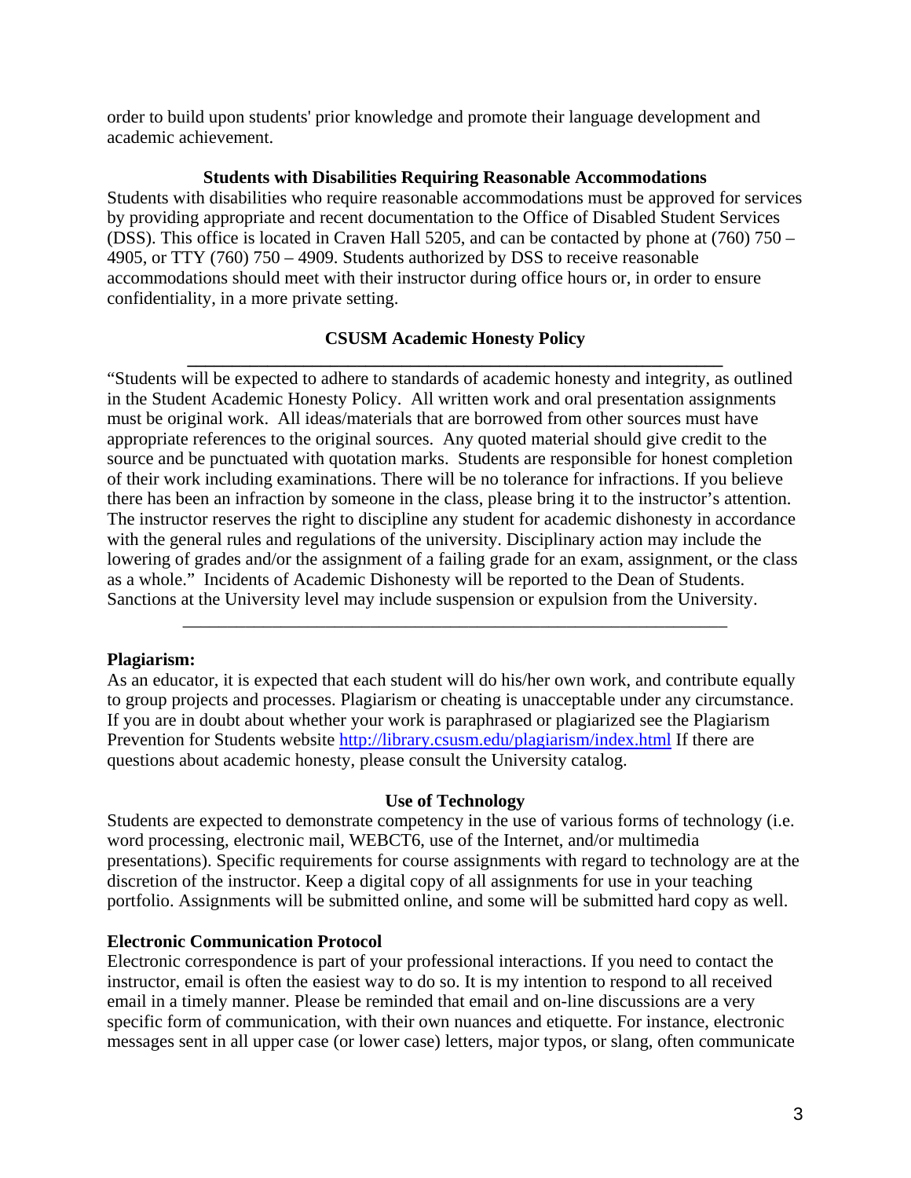order to build upon students' prior knowledge and promote their language development and academic achievement.

### Students with Disabilities Requiring Reasonable Accommodations

Students with disabilities who require reasonable accommodations must be approved for services by providing appropriate and recent documentation to the Office of Disabled Student Services (DSS). This office is located in Craven Hall 5205, and can be contacted by phone at (760) 750 – 4905, or TTY (760) 750 – 4909. Students authorized by DSS to receive reasonable accommodations should meet with their instructor during office hours or, in order to ensure confidentiality, in a more private setting.

### CSUSM Academic Honesty Policy

---

"Students will be expected to adhere to standards of academic honesty and integrity, as outlined in the Student Academic Honesty Policy. All written work and oral presentation assignments must be original work. All ideas/materials that are borrowed from other sources must have appropriate references to the original sources. Any quoted material should give credit to the source and be punctuated with quotation marks. Students are responsible for honest completion of their work including examinations. There will be no tolerance for infractions. If you believe there has been an infraction by someone in the class, please bring it to the instructor's attention. The instructor reserves the right to discipline any student for academic dishonesty in accordance with the general rules and regulations of the university. Disciplinary action may include the lowering of grades and/or the assignment of a failing grade for an exam, assignment, or the class as a whole." Incidents of Academic Dishonesty will be reported to the Dean of Students. Sanctions at the University level may include suspension or expulsion from the University.

---

**Plagiarism:**

As an educator, it is expected that each student will do his/her own work, and contribute equally to group projects and processes. Plagiarism or cheating is unacceptable under any circumstance. If you are in doubt about whether your work is paraphrased or plagiarized see the Plagiarism Prevention for Students website http://library.csusm.edu/plagiarism/index.html If there are questions about academic honesty, please consult the University catalog.

### Use of Technology

Students are expected to demonstrate competency in the use of various forms of technology (i.e. word processing, electronic mail, WEBCT6, use of the Internet, and/or multimedia presentations). Specific requirements for course assignments with regard to technology are at the discretion of the instructor. Keep a digital copy of all assignments for use in your teaching portfolio. Assignments will be submitted online, and some will be submitted hard copy as well.

**Electronic Communication Protocol**

Electronic correspondence is part of your professional interactions. If you need to contact the instructor, email is often the easiest way to do so. It is my intention to respond to all received email in a timely manner. Please be reminded that email and on-line discussions are a very specific form of communication, with their own nuances and etiquette. For instance, electronic messages sent in all upper case (or lower case) letters, major typos, or slang, often communicate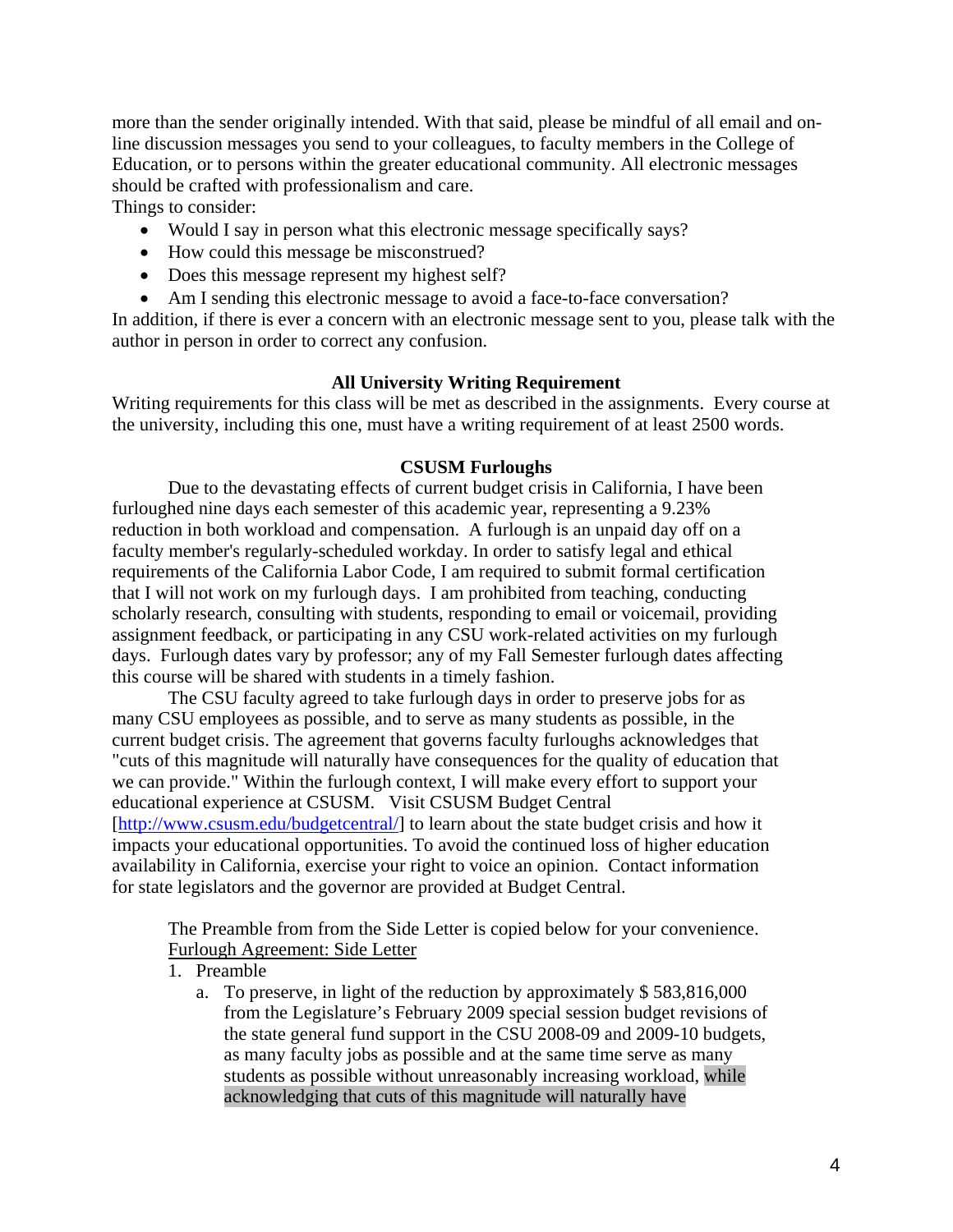more than the sender originally intended. With that said, please be mindful of all email and on-line discussion messages you send to your colleagues, to faculty members in the College of Education, or to persons within the greater educational community. All electronic messages should be crafted with professionalism and care.

Things to consider:

- Would I say in person what this electronic message specifically says?
- How could this message be misconstrued?
- Does this message represent my highest self?
- Am I sending this electronic message to avoid a face-to-face conversation?

In addition, if there is ever a concern with an electronic message sent to you, please talk with the author in person in order to correct any confusion.

**All University Writing Requirement**

Writing requirements for this class will be met as described in the assignments. Every course at the university, including this one, must have a writing requirement of at least 2500 words.

**CSUSM Furloughs**

Due to the devastating effects of current budget crisis in California, I have been furloughed nine days each semester of this academic year, representing a 9.23% reduction in both workload and compensation. A furlough is an unpaid day off on a faculty member's regularly-scheduled workday. In order to satisfy legal and ethical requirements of the California Labor Code, I am required to submit formal certification that I will not work on my furlough days. I am prohibited from teaching, conducting scholarly research, consulting with students, responding to email or voicemail, providing assignment feedback, or participating in any CSU work-related activities on my furlough days. Furlough dates vary by professor; any of my Fall Semester furlough dates affecting this course will be shared with students in a timely fashion.

The CSU faculty agreed to take furlough days in order to preserve jobs for as many CSU employees as possible, and to serve as many students as possible, in the current budget crisis. The agreement that governs faculty furloughs acknowledges that "cuts of this magnitude will naturally have consequences for the quality of education that we can provide." Within the furlough context, I will make every effort to support your educational experience at CSUSM. Visit CSUSM Budget Central [http://www.csusm.edu/budgetcentral/] to learn about the state budget crisis and how it impacts your educational opportunities. To avoid the continued loss of higher education availability in California, exercise your right to voice an opinion. Contact information for state legislators and the governor are provided at Budget Central.

The Preamble from from the Side Letter is copied below for your convenience.

Furlough Agreement: Side Letter

1. Preamble
   a. To preserve, in light of the reduction by approximately $ 583,816,000 from the Legislature's February 2009 special session budget revisions of the state general fund support in the CSU 2008-09 and 2009-10 budgets, as many faculty jobs as possible and at the same time serve as many students as possible without unreasonably increasing workload, while acknowledging that cuts of this magnitude will naturally have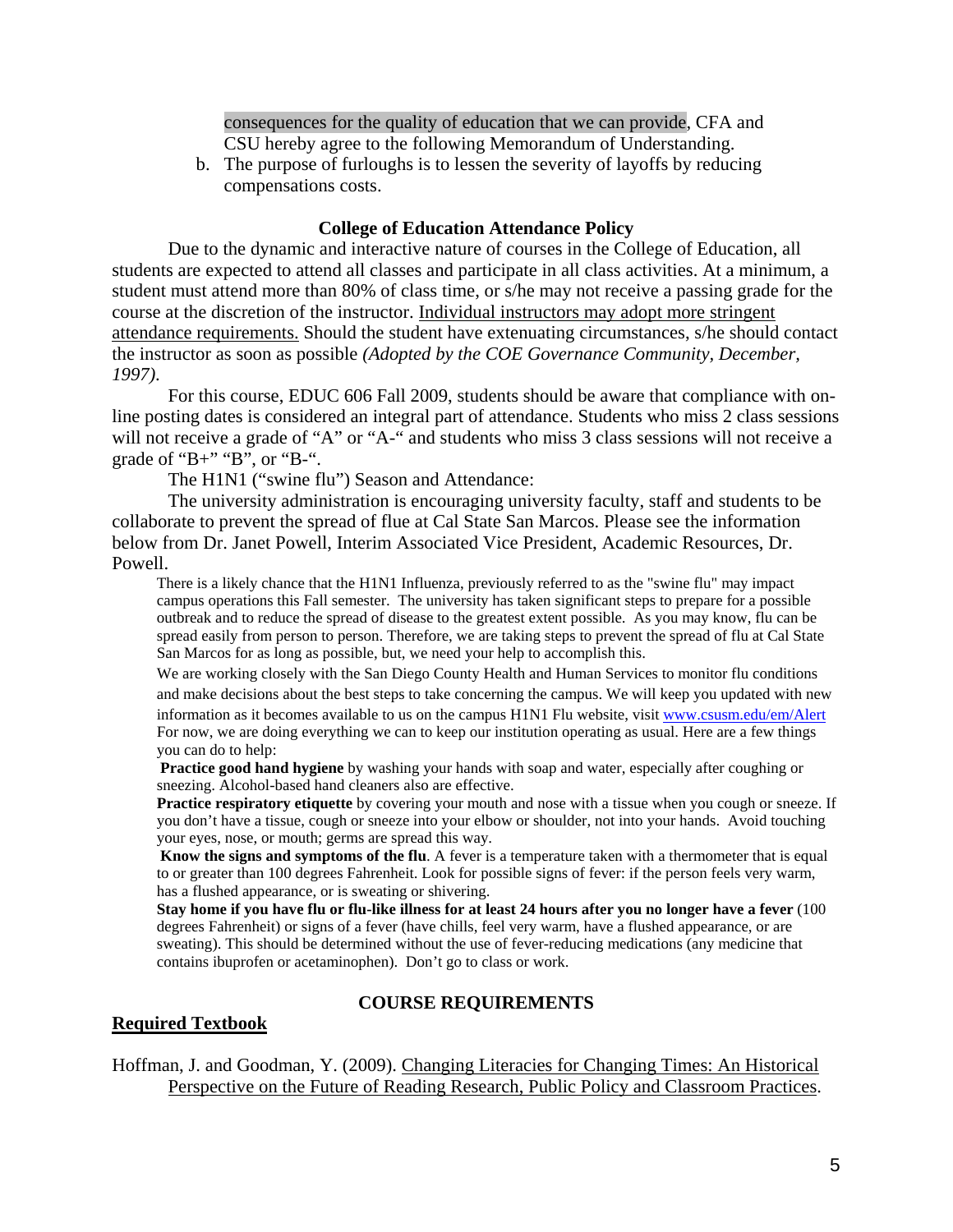consequences for the quality of education that we can provide, CFA and CSU hereby agree to the following Memorandum of Understanding.

b. The purpose of furloughs is to lessen the severity of layoffs by reducing compensations costs.

### College of Education Attendance Policy

Due to the dynamic and interactive nature of courses in the College of Education, all students are expected to attend all classes and participate in all class activities. At a minimum, a student must attend more than 80% of class time, or s/he may not receive a passing grade for the course at the discretion of the instructor. Individual instructors may adopt more stringent attendance requirements. Should the student have extenuating circumstances, s/he should contact the instructor as soon as possible *(Adopted by the COE Governance Community, December, 1997).*

For this course, EDUC 606 Fall 2009, students should be aware that compliance with on-line posting dates is considered an integral part of attendance. Students who miss 2 class sessions will not receive a grade of "A" or "A-" and students who miss 3 class sessions will not receive a grade of "B+" "B", or "B-".

The H1N1 ("swine flu") Season and Attendance:

The university administration is encouraging university faculty, staff and students to be collaborate to prevent the spread of flue at Cal State San Marcos. Please see the information below from Dr. Janet Powell, Interim Associated Vice President, Academic Resources, Dr. Powell.

> There is a likely chance that the H1N1 Influenza, previously referred to as the "swine flu" may impact campus operations this Fall semester. The university has taken significant steps to prepare for a possible outbreak and to reduce the spread of disease to the greatest extent possible. As you may know, flu can be spread easily from person to person. Therefore, we are taking steps to prevent the spread of flu at Cal State San Marcos for as long as possible, but, we need your help to accomplish this.
>
> We are working closely with the San Diego County Health and Human Services to monitor flu conditions and make decisions about the best steps to take concerning the campus. We will keep you updated with new information as it becomes available to us on the campus H1N1 Flu website, visit www.csusm.edu/em/Alert For now, we are doing everything we can to keep our institution operating as usual. Here are a few things you can do to help:
>
> **Practice good hand hygiene** by washing your hands with soap and water, especially after coughing or sneezing. Alcohol-based hand cleaners also are effective.
>
> **Practice respiratory etiquette** by covering your mouth and nose with a tissue when you cough or sneeze. If you don't have a tissue, cough or sneeze into your elbow or shoulder, not into your hands. Avoid touching your eyes, nose, or mouth; germs are spread this way.
>
> **Know the signs and symptoms of the flu**. A fever is a temperature taken with a thermometer that is equal to or greater than 100 degrees Fahrenheit. Look for possible signs of fever: if the person feels very warm, has a flushed appearance, or is sweating or shivering.
>
> **Stay home if you have flu or flu-like illness for at least 24 hours after you no longer have a fever** (100 degrees Fahrenheit) or signs of a fever (have chills, feel very warm, have a flushed appearance, or are sweating). This should be determined without the use of fever-reducing medications (any medicine that contains ibuprofen or acetaminophen). Don't go to class or work.

## COURSE REQUIREMENTS

### Required Textbook

Hoffman, J. and Goodman, Y. (2009). Changing Literacies for Changing Times: An Historical Perspective on the Future of Reading Research, Public Policy and Classroom Practices.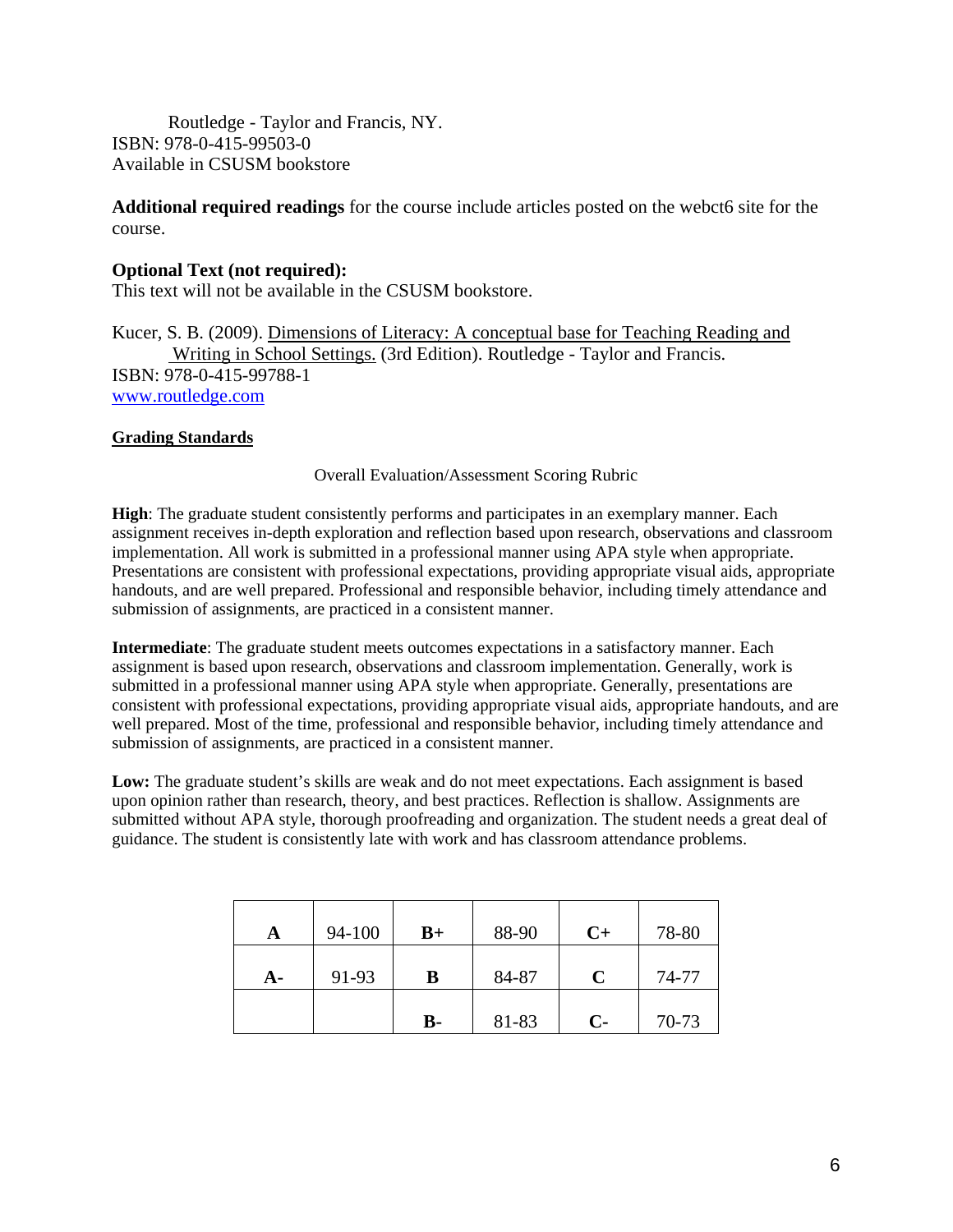Routledge - Taylor and Francis, NY.
ISBN: 978-0-415-99503-0
Available in CSUSM bookstore

**Additional required readings** for the course include articles posted on the webct6 site for the course.

**Optional Text (not required):**
This text will not be available in the CSUSM bookstore.

Kucer, S. B. (2009). Dimensions of Literacy: A conceptual base for Teaching Reading and Writing in School Settings. (3rd Edition). Routledge - Taylor and Francis.
ISBN: 978-0-415-99788-1
www.routledge.com

**Grading Standards**

Overall Evaluation/Assessment Scoring Rubric

**High**: The graduate student consistently performs and participates in an exemplary manner. Each assignment receives in-depth exploration and reflection based upon research, observations and classroom implementation. All work is submitted in a professional manner using APA style when appropriate. Presentations are consistent with professional expectations, providing appropriate visual aids, appropriate handouts, and are well prepared. Professional and responsible behavior, including timely attendance and submission of assignments, are practiced in a consistent manner.

**Intermediate**: The graduate student meets outcomes expectations in a satisfactory manner. Each assignment is based upon research, observations and classroom implementation. Generally, work is submitted in a professional manner using APA style when appropriate. Generally, presentations are consistent with professional expectations, providing appropriate visual aids, appropriate handouts, and are well prepared. Most of the time, professional and responsible behavior, including timely attendance and submission of assignments, are practiced in a consistent manner.

**Low:** The graduate student's skills are weak and do not meet expectations. Each assignment is based upon opinion rather than research, theory, and best practices. Reflection is shallow. Assignments are submitted without APA style, thorough proofreading and organization. The student needs a great deal of guidance. The student is consistently late with work and has classroom attendance problems.

| A | 94-100 | B+ | 88-90 | C+ | 78-80 |
|---|---|---|---|---|---|
| A- | 91-93 | B | 84-87 | C | 74-77 |
| | | B- | 81-83 | C- | 70-73 |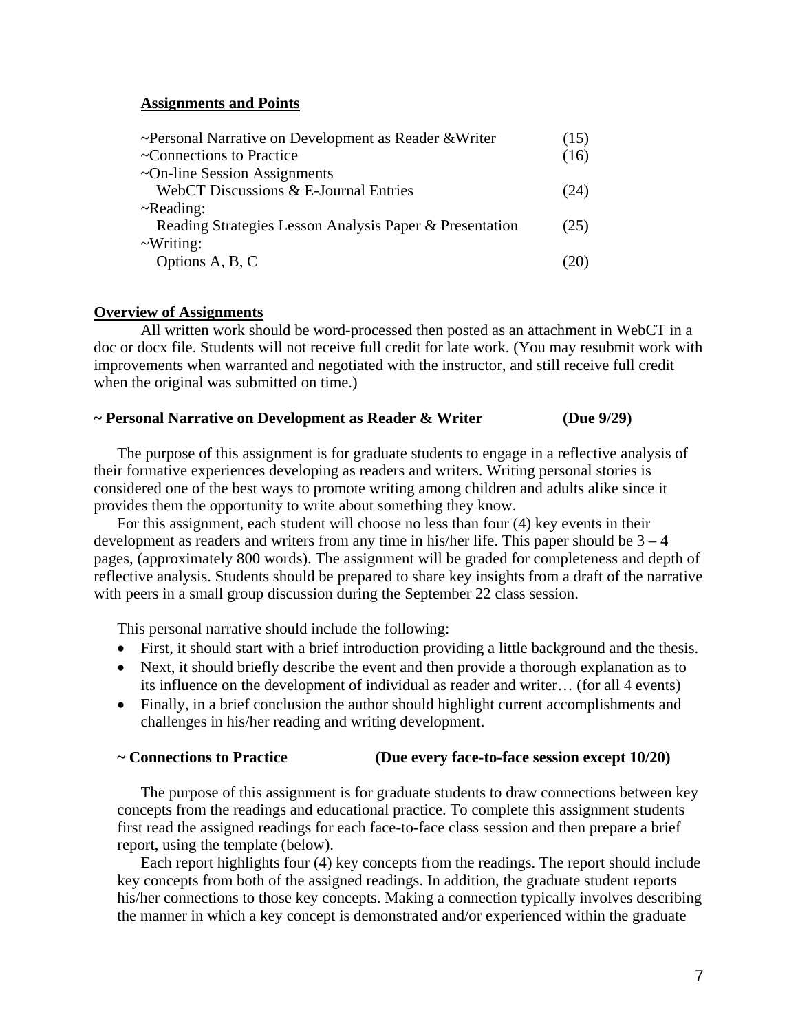## Assignments and Points

| | |
|---|---|
| ~Personal Narrative on Development as Reader &Writer | (15) |
| ~Connections to Practice | (16) |
| ~On-line Session Assignments | |
| WebCT Discussions & E-Journal Entries | (24) |
| ~Reading: | |
| Reading Strategies Lesson Analysis Paper & Presentation | (25) |
| ~Writing: | |
| Options A, B, C | (20) |

## Overview of Assignments

All written work should be word-processed then posted as an attachment in WebCT in a doc or docx file. Students will not receive full credit for late work. (You may resubmit work with improvements when warranted and negotiated with the instructor, and still receive full credit when the original was submitted on time.)

### ~ Personal Narrative on Development as Reader & Writer (Due 9/29)

The purpose of this assignment is for graduate students to engage in a reflective analysis of their formative experiences developing as readers and writers. Writing personal stories is considered one of the best ways to promote writing among children and adults alike since it provides them the opportunity to write about something they know.

For this assignment, each student will choose no less than four (4) key events in their development as readers and writers from any time in his/her life. This paper should be 3 – 4 pages, (approximately 800 words). The assignment will be graded for completeness and depth of reflective analysis. Students should be prepared to share key insights from a draft of the narrative with peers in a small group discussion during the September 22 class session.

This personal narrative should include the following:

- First, it should start with a brief introduction providing a little background and the thesis.
- Next, it should briefly describe the event and then provide a thorough explanation as to its influence on the development of individual as reader and writer… (for all 4 events)
- Finally, in a brief conclusion the author should highlight current accomplishments and challenges in his/her reading and writing development.

### ~ Connections to Practice (Due every face-to-face session except 10/20)

The purpose of this assignment is for graduate students to draw connections between key concepts from the readings and educational practice. To complete this assignment students first read the assigned readings for each face-to-face class session and then prepare a brief report, using the template (below).

Each report highlights four (4) key concepts from the readings. The report should include key concepts from both of the assigned readings. In addition, the graduate student reports his/her connections to those key concepts. Making a connection typically involves describing the manner in which a key concept is demonstrated and/or experienced within the graduate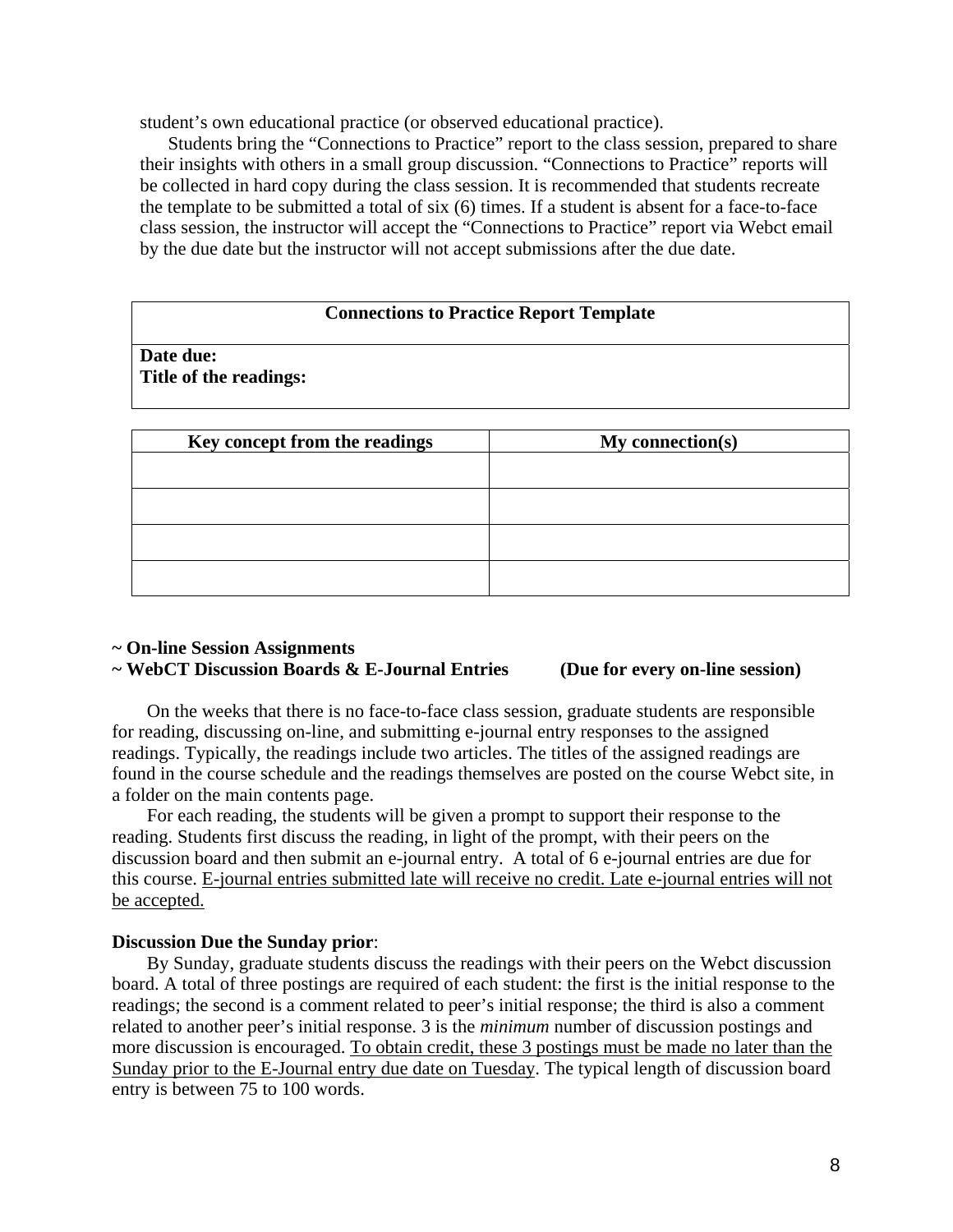student's own educational practice (or observed educational practice).

Students bring the "Connections to Practice" report to the class session, prepared to share their insights with others in a small group discussion. "Connections to Practice" reports will be collected in hard copy during the class session. It is recommended that students recreate the template to be submitted a total of six (6) times. If a student is absent for a face-to-face class session, the instructor will accept the "Connections to Practice" report via Webct email by the due date but the instructor will not accept submissions after the due date.

| **Connections to Practice Report Template** |
|---|
| **Date due:**<br>**Title of the readings:** |

| Key concept from the readings | My connection(s) |
|---|---|
| | |
| | |
| | |
| | |

**~ On-line Session Assignments**
**~ WebCT Discussion Boards & E-Journal Entries (Due for every on-line session)**

On the weeks that there is no face-to-face class session, graduate students are responsible for reading, discussing on-line, and submitting e-journal entry responses to the assigned readings. Typically, the readings include two articles. The titles of the assigned readings are found in the course schedule and the readings themselves are posted on the course Webct site, in a folder on the main contents page.

For each reading, the students will be given a prompt to support their response to the reading. Students first discuss the reading, in light of the prompt, with their peers on the discussion board and then submit an e-journal entry. A total of 6 e-journal entries are due for this course. <u>E-journal entries submitted late will receive no credit. Late e-journal entries will not be accepted.</u>

**Discussion Due the Sunday prior**:

By Sunday, graduate students discuss the readings with their peers on the Webct discussion board. A total of three postings are required of each student: the first is the initial response to the readings; the second is a comment related to peer's initial response; the third is also a comment related to another peer's initial response. 3 is the *minimum* number of discussion postings and more discussion is encouraged. <u>To obtain credit, these 3 postings must be made no later than the Sunday prior to the E-Journal entry due date on Tuesday</u>. The typical length of discussion board entry is between 75 to 100 words.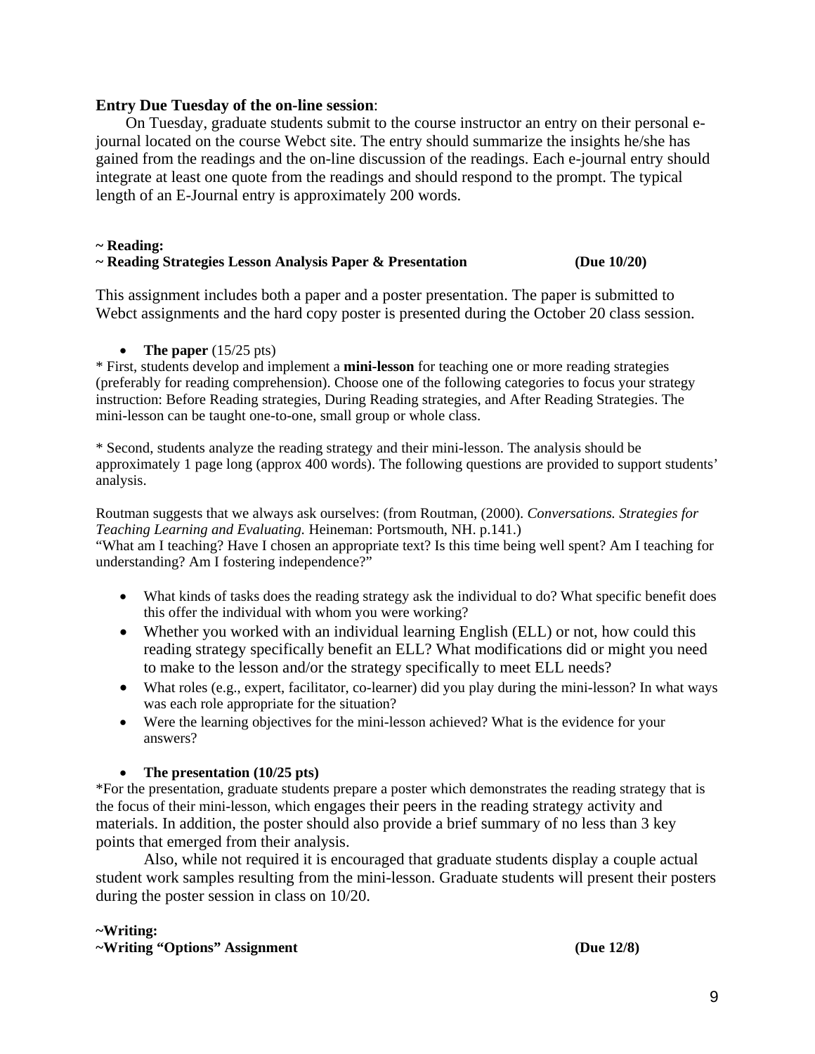**Entry Due Tuesday of the on-line session**:

On Tuesday, graduate students submit to the course instructor an entry on their personal e-journal located on the course Webct site. The entry should summarize the insights he/she has gained from the readings and the on-line discussion of the readings. Each e-journal entry should integrate at least one quote from the readings and should respond to the prompt. The typical length of an E-Journal entry is approximately 200 words.

**~ Reading:**
**~ Reading Strategies Lesson Analysis Paper & Presentation (Due 10/20)**

This assignment includes both a paper and a poster presentation. The paper is submitted to Webct assignments and the hard copy poster is presented during the October 20 class session.

- **The paper** (15/25 pts)

* First, students develop and implement a **mini-lesson** for teaching one or more reading strategies (preferably for reading comprehension). Choose one of the following categories to focus your strategy instruction: Before Reading strategies, During Reading strategies, and After Reading Strategies. The mini-lesson can be taught one-to-one, small group or whole class.

* Second, students analyze the reading strategy and their mini-lesson. The analysis should be approximately 1 page long (approx 400 words). The following questions are provided to support students' analysis.

Routman suggests that we always ask ourselves: (from Routman, (2000). *Conversations. Strategies for Teaching Learning and Evaluating.* Heineman: Portsmouth, NH. p.141.)
"What am I teaching? Have I chosen an appropriate text? Is this time being well spent? Am I teaching for understanding? Am I fostering independence?"

- What kinds of tasks does the reading strategy ask the individual to do? What specific benefit does this offer the individual with whom you were working?
- Whether you worked with an individual learning English (ELL) or not, how could this reading strategy specifically benefit an ELL? What modifications did or might you need to make to the lesson and/or the strategy specifically to meet ELL needs?
- What roles (e.g., expert, facilitator, co-learner) did you play during the mini-lesson? In what ways was each role appropriate for the situation?
- Were the learning objectives for the mini-lesson achieved? What is the evidence for your answers?

- **The presentation (10/25 pts)**

*For the presentation, graduate students prepare a poster which demonstrates the reading strategy that is the focus of their mini-lesson, which engages their peers in the reading strategy activity and materials. In addition, the poster should also provide a brief summary of no less than 3 key points that emerged from their analysis.

Also, while not required it is encouraged that graduate students display a couple actual student work samples resulting from the mini-lesson. Graduate students will present their posters during the poster session in class on 10/20.

**~Writing:**
**~Writing "Options" Assignment (Due 12/8)**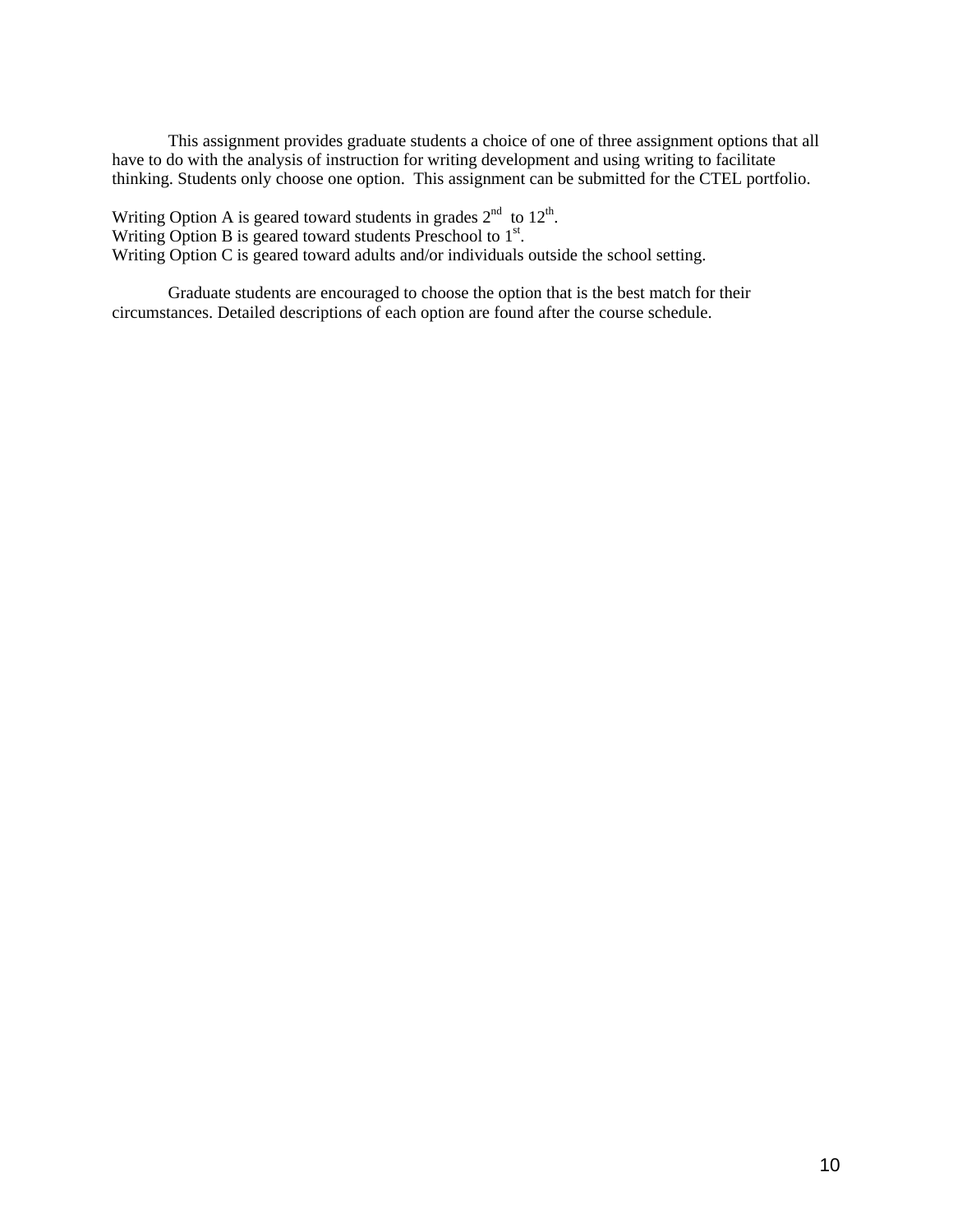This assignment provides graduate students a choice of one of three assignment options that all have to do with the analysis of instruction for writing development and using writing to facilitate thinking. Students only choose one option. This assignment can be submitted for the CTEL portfolio.

Writing Option A is geared toward students in grades 2nd to 12th.
Writing Option B is geared toward students Preschool to 1st.
Writing Option C is geared toward adults and/or individuals outside the school setting.

Graduate students are encouraged to choose the option that is the best match for their circumstances. Detailed descriptions of each option are found after the course schedule.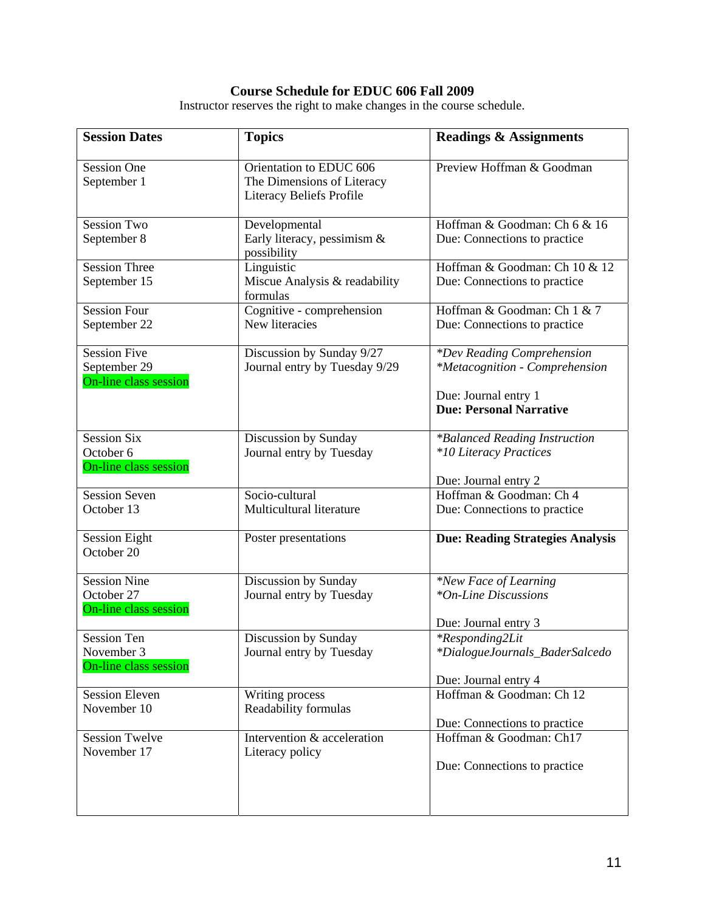**Course Schedule for EDUC 606 Fall 2009**

Instructor reserves the right to make changes in the course schedule.

| **Session Dates** | **Topics** | **Readings & Assignments** |
|---|---|---|
| Session One<br>September 1 | Orientation to EDUC 606<br>The Dimensions of Literacy<br>Literacy Beliefs Profile | Preview Hoffman & Goodman |
| Session Two<br>September 8 | Developmental<br>Early literacy, pessimism & possibility | Hoffman & Goodman: Ch 6 & 16<br>Due: Connections to practice |
| Session Three<br>September 15 | Linguistic<br>Miscue Analysis & readability formulas | Hoffman & Goodman: Ch 10 & 12<br>Due: Connections to practice |
| Session Four<br>September 22 | Cognitive - comprehension<br>New literacies | Hoffman & Goodman: Ch 1 & 7<br>Due: Connections to practice |
| Session Five<br>September 29<br>On-line class session | Discussion by Sunday 9/27<br>Journal entry by Tuesday 9/29 | *\*Dev Reading Comprehension*<br>*\*Metacognition - Comprehension*<br><br>Due: Journal entry 1<br>**Due: Personal Narrative** |
| Session Six<br>October 6<br>On-line class session | Discussion by Sunday<br>Journal entry by Tuesday | *\*Balanced Reading Instruction*<br>*\*10 Literacy Practices*<br><br>Due: Journal entry 2 |
| Session Seven<br>October 13 | Socio-cultural<br>Multicultural literature | Hoffman & Goodman: Ch 4<br>Due: Connections to practice |
| Session Eight<br>October 20 | Poster presentations | **Due: Reading Strategies Analysis** |
| Session Nine<br>October 27<br>On-line class session | Discussion by Sunday<br>Journal entry by Tuesday | *\*New Face of Learning*<br>*\*On-Line Discussions*<br><br>Due: Journal entry 3 |
| Session Ten<br>November 3<br>On-line class session | Discussion by Sunday<br>Journal entry by Tuesday | *\*Responding2Lit*<br>*\*DialogueJournals_BaderSalcedo*<br><br>Due: Journal entry 4 |
| Session Eleven<br>November 10 | Writing process<br>Readability formulas | Hoffman & Goodman: Ch 12<br><br>Due: Connections to practice |
| Session Twelve<br>November 17 | Intervention & acceleration<br>Literacy policy | Hoffman & Goodman: Ch17<br><br>Due: Connections to practice |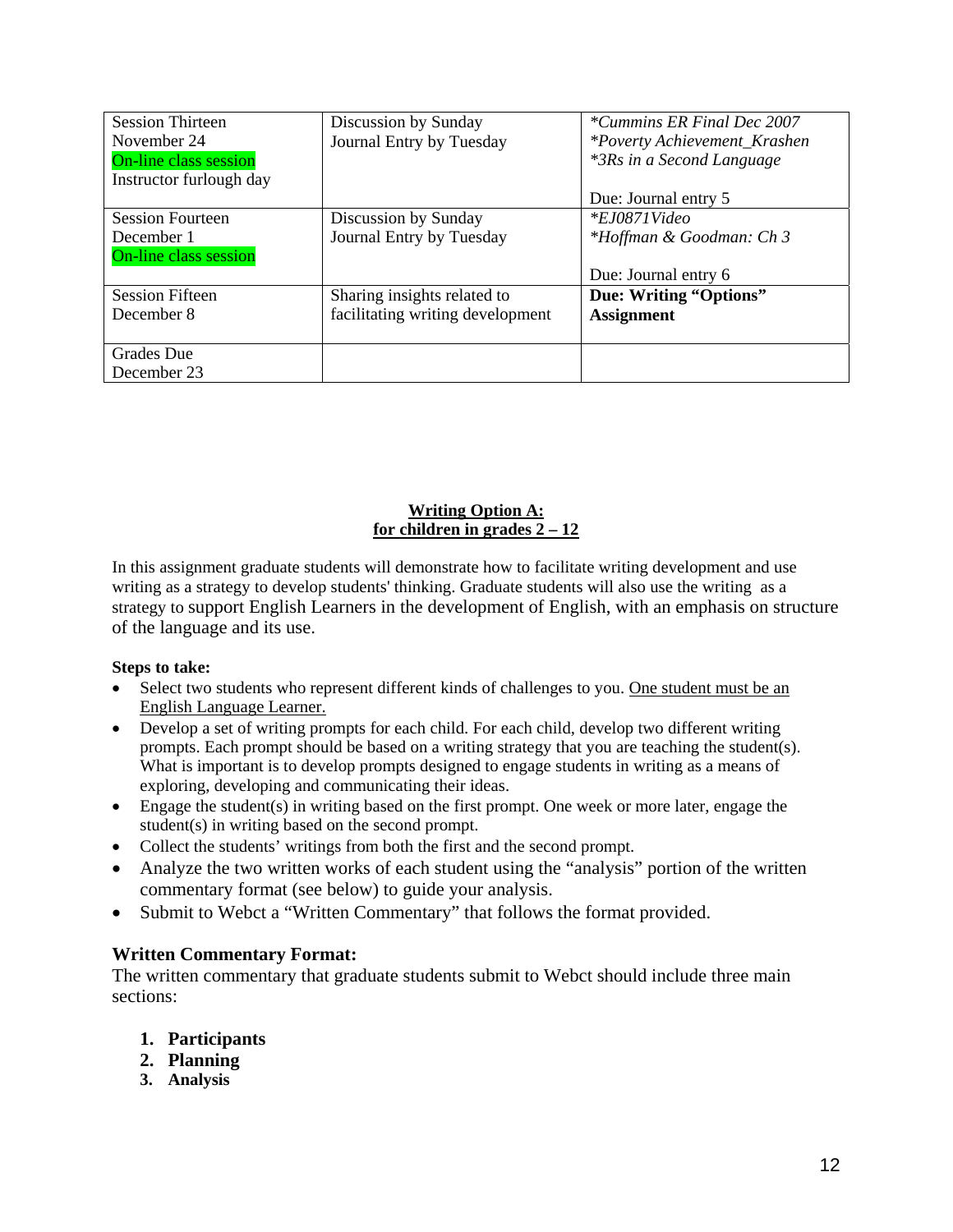| Session Thirteen<br>November 24<br>On-line class session<br>Instructor furlough day | Discussion by Sunday<br>Journal Entry by Tuesday | *\*Cummins ER Final Dec 2007*<br>*\*Poverty Achievement_Krashen*<br>*\*3Rs in a Second Language*<br><br>Due: Journal entry 5 |
|---|---|---|
| Session Fourteen<br>December 1<br>On-line class session | Discussion by Sunday<br>Journal Entry by Tuesday | *\*EJ0871Video*<br>*\*Hoffman & Goodman: Ch 3*<br><br>Due: Journal entry 6 |
| Session Fifteen<br>December 8 | Sharing insights related to facilitating writing development | **Due: Writing "Options" Assignment** |
| Grades Due<br>December 23 | | |

**Writing Option A:**
**for children in grades 2 – 12**

In this assignment graduate students will demonstrate how to facilitate writing development and use writing as a strategy to develop students' thinking. Graduate students will also use the writing as a strategy to support English Learners in the development of English, with an emphasis on structure of the language and its use.

**Steps to take:**

- Select two students who represent different kinds of challenges to you. <u>One student must be an English Language Learner.</u>
- Develop a set of writing prompts for each child. For each child, develop two different writing prompts. Each prompt should be based on a writing strategy that you are teaching the student(s). What is important is to develop prompts designed to engage students in writing as a means of exploring, developing and communicating their ideas.
- Engage the student(s) in writing based on the first prompt. One week or more later, engage the student(s) in writing based on the second prompt.
- Collect the students' writings from both the first and the second prompt.
- Analyze the two written works of each student using the "analysis" portion of the written commentary format (see below) to guide your analysis.
- Submit to Webct a "Written Commentary" that follows the format provided.

**Written Commentary Format:**

The written commentary that graduate students submit to Webct should include three main sections:

1. **Participants**
2. **Planning**
3. **Analysis**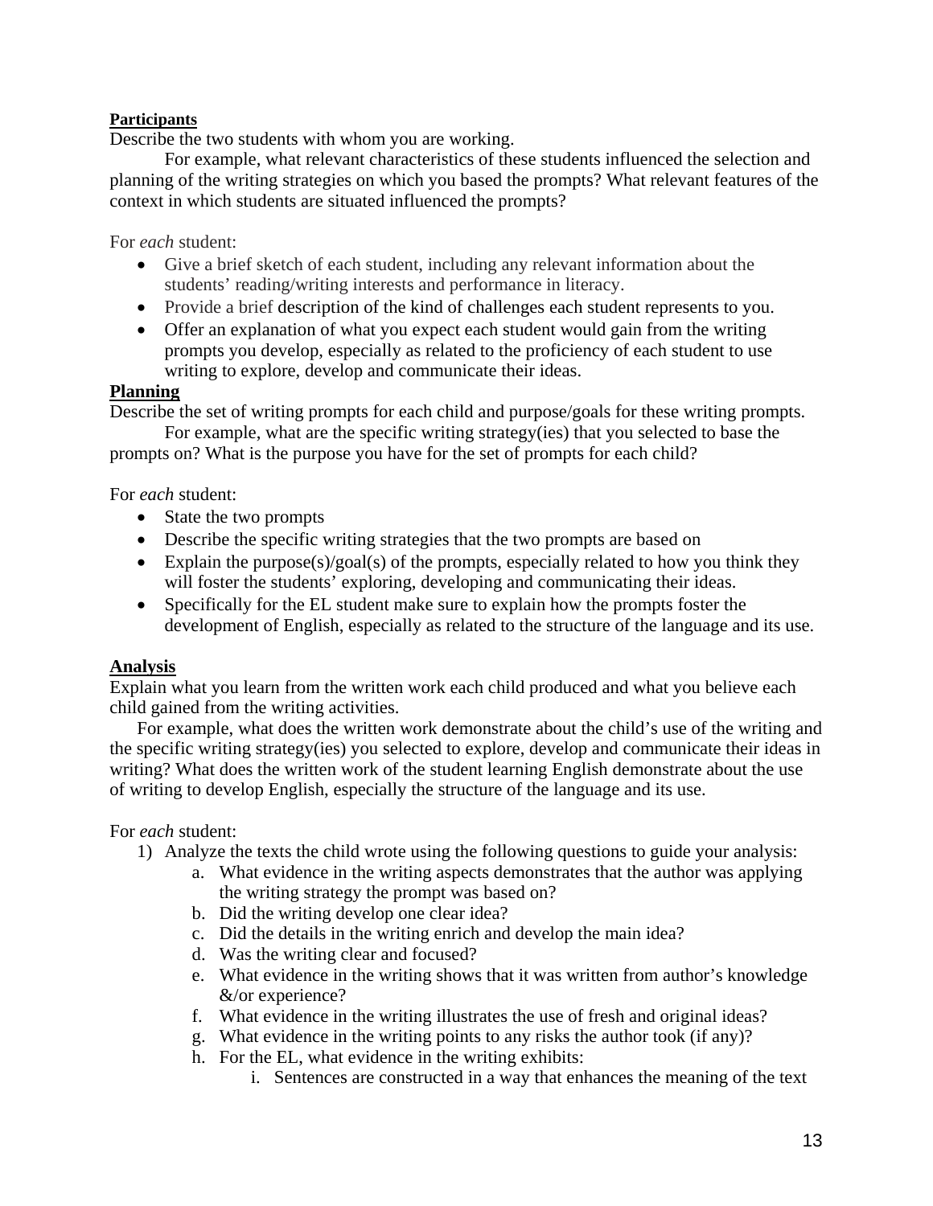**Participants**

Describe the two students with whom you are working.

For example, what relevant characteristics of these students influenced the selection and planning of the writing strategies on which you based the prompts? What relevant features of the context in which students are situated influenced the prompts?

For *each* student:

- Give a brief sketch of each student, including any relevant information about the students' reading/writing interests and performance in literacy.
- Provide a brief description of the kind of challenges each student represents to you.
- Offer an explanation of what you expect each student would gain from the writing prompts you develop, especially as related to the proficiency of each student to use writing to explore, develop and communicate their ideas.

**Planning**

Describe the set of writing prompts for each child and purpose/goals for these writing prompts.

For example, what are the specific writing strategy(ies) that you selected to base the prompts on? What is the purpose you have for the set of prompts for each child?

For *each* student:

- State the two prompts
- Describe the specific writing strategies that the two prompts are based on
- Explain the purpose(s)/goal(s) of the prompts, especially related to how you think they will foster the students' exploring, developing and communicating their ideas.
- Specifically for the EL student make sure to explain how the prompts foster the development of English, especially as related to the structure of the language and its use.

**Analysis**

Explain what you learn from the written work each child produced and what you believe each child gained from the writing activities.

For example, what does the written work demonstrate about the child's use of the writing and the specific writing strategy(ies) you selected to explore, develop and communicate their ideas in writing? What does the written work of the student learning English demonstrate about the use of writing to develop English, especially the structure of the language and its use.

For *each* student:

1) Analyze the texts the child wrote using the following questions to guide your analysis:
    a. What evidence in the writing aspects demonstrates that the author was applying the writing strategy the prompt was based on?
    b. Did the writing develop one clear idea?
    c. Did the details in the writing enrich and develop the main idea?
    d. Was the writing clear and focused?
    e. What evidence in the writing shows that it was written from author's knowledge &/or experience?
    f. What evidence in the writing illustrates the use of fresh and original ideas?
    g. What evidence in the writing points to any risks the author took (if any)?
    h. For the EL, what evidence in the writing exhibits:
        i. Sentences are constructed in a way that enhances the meaning of the text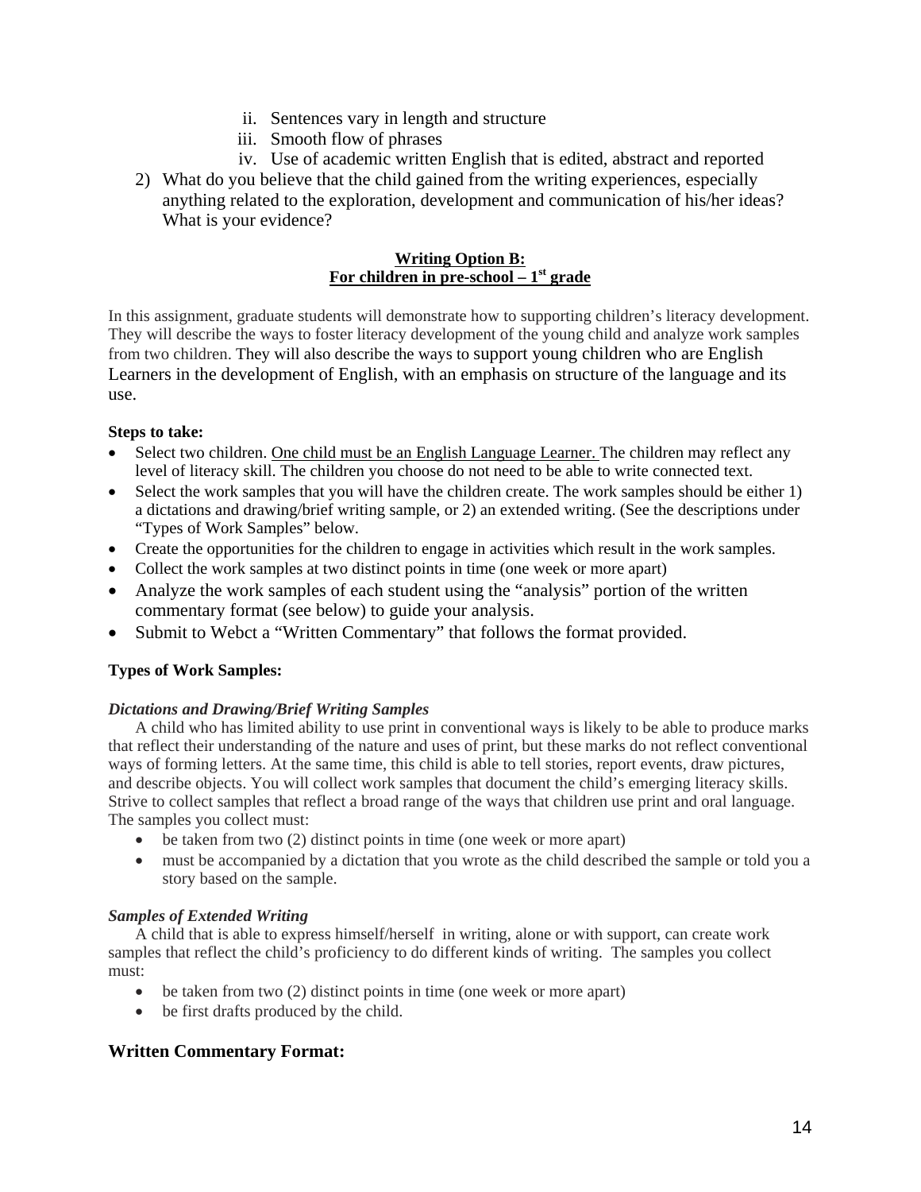ii. Sentences vary in length and structure
iii. Smooth flow of phrases
iv. Use of academic written English that is edited, abstract and reported

2) What do you believe that the child gained from the writing experiences, especially anything related to the exploration, development and communication of his/her ideas? What is your evidence?

**Writing Option B:**
**For children in pre-school – 1st grade**

In this assignment, graduate students will demonstrate how to supporting children's literacy development. They will describe the ways to foster literacy development of the young child and analyze work samples from two children. They will also describe the ways to support young children who are English Learners in the development of English, with an emphasis on structure of the language and its use.

**Steps to take:**

- Select two children. One child must be an English Language Learner. The children may reflect any level of literacy skill. The children you choose do not need to be able to write connected text.
- Select the work samples that you will have the children create. The work samples should be either 1) a dictations and drawing/brief writing sample, or 2) an extended writing. (See the descriptions under "Types of Work Samples" below.
- Create the opportunities for the children to engage in activities which result in the work samples.
- Collect the work samples at two distinct points in time (one week or more apart)
- Analyze the work samples of each student using the "analysis" portion of the written commentary format (see below) to guide your analysis.
- Submit to Webct a "Written Commentary" that follows the format provided.

**Types of Work Samples:**

***Dictations and Drawing/Brief Writing Samples***

A child who has limited ability to use print in conventional ways is likely to be able to produce marks that reflect their understanding of the nature and uses of print, but these marks do not reflect conventional ways of forming letters. At the same time, this child is able to tell stories, report events, draw pictures, and describe objects. You will collect work samples that document the child's emerging literacy skills. Strive to collect samples that reflect a broad range of the ways that children use print and oral language. The samples you collect must:

- be taken from two (2) distinct points in time (one week or more apart)
- must be accompanied by a dictation that you wrote as the child described the sample or told you a story based on the sample.

***Samples of Extended Writing***

A child that is able to express himself/herself in writing, alone or with support, can create work samples that reflect the child's proficiency to do different kinds of writing. The samples you collect must:

- be taken from two (2) distinct points in time (one week or more apart)
- be first drafts produced by the child.

### Written Commentary Format: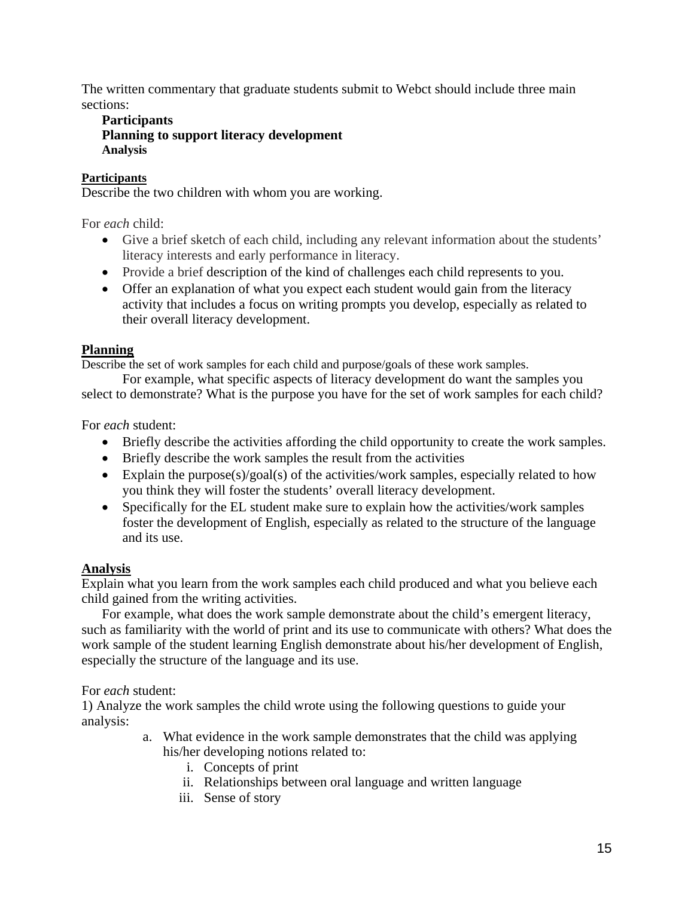The written commentary that graduate students submit to Webct should include three main sections:

**Participants**
**Planning to support literacy development**
**Analysis**

**Participants**

Describe the two children with whom you are working.

For *each* child:

- Give a brief sketch of each child, including any relevant information about the students' literacy interests and early performance in literacy.
- Provide a brief description of the kind of challenges each child represents to you.
- Offer an explanation of what you expect each student would gain from the literacy activity that includes a focus on writing prompts you develop, especially as related to their overall literacy development.

**Planning**

Describe the set of work samples for each child and purpose/goals of these work samples.

For example, what specific aspects of literacy development do want the samples you select to demonstrate? What is the purpose you have for the set of work samples for each child?

For *each* student:

- Briefly describe the activities affording the child opportunity to create the work samples.
- Briefly describe the work samples the result from the activities
- Explain the purpose(s)/goal(s) of the activities/work samples, especially related to how you think they will foster the students' overall literacy development.
- Specifically for the EL student make sure to explain how the activities/work samples foster the development of English, especially as related to the structure of the language and its use.

**Analysis**

Explain what you learn from the work samples each child produced and what you believe each child gained from the writing activities.

For example, what does the work sample demonstrate about the child's emergent literacy, such as familiarity with the world of print and its use to communicate with others? What does the work sample of the student learning English demonstrate about his/her development of English, especially the structure of the language and its use.

For *each* student:

1) Analyze the work samples the child wrote using the following questions to guide your analysis:

   a. What evidence in the work sample demonstrates that the child was applying his/her developing notions related to:
      i. Concepts of print
      ii. Relationships between oral language and written language
      iii. Sense of story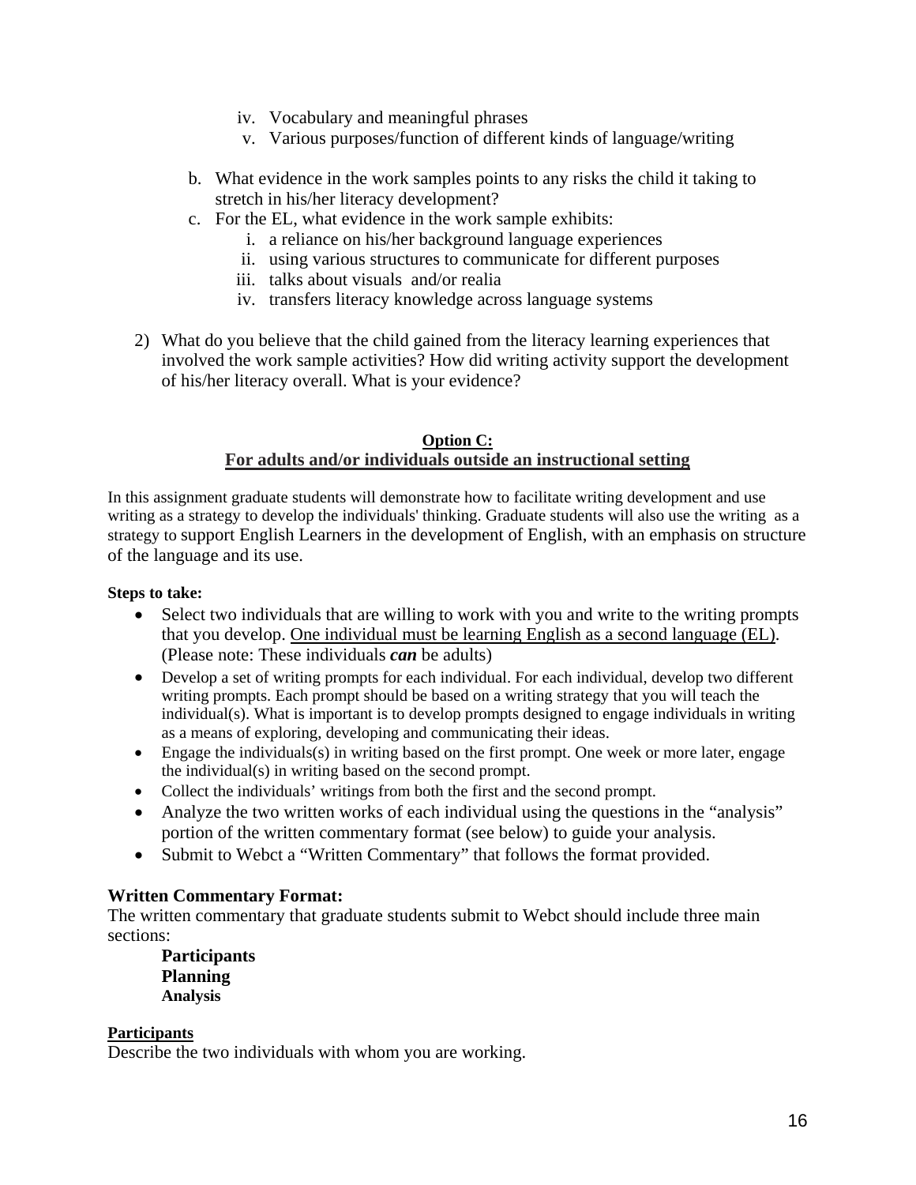iv. Vocabulary and meaningful phrases
   v. Various purposes/function of different kinds of language/writing

b. What evidence in the work samples points to any risks the child it taking to stretch in his/her literacy development?
c. For the EL, what evidence in the work sample exhibits:
   i. a reliance on his/her background language experiences
   ii. using various structures to communicate for different purposes
   iii. talks about visuals and/or realia
   iv. transfers literacy knowledge across language systems

2) What do you believe that the child gained from the literacy learning experiences that involved the work sample activities? How did writing activity support the development of his/her literacy overall. What is your evidence?

## Option C:
## For adults and/or individuals outside an instructional setting

In this assignment graduate students will demonstrate how to facilitate writing development and use writing as a strategy to develop the individuals' thinking. Graduate students will also use the writing as a strategy to support English Learners in the development of English, with an emphasis on structure of the language and its use.

**Steps to take:**

- Select two individuals that are willing to work with you and write to the writing prompts that you develop. <u>One individual must be learning English as a second language (EL)</u>. (Please note: These individuals ***can*** be adults)
- Develop a set of writing prompts for each individual. For each individual, develop two different writing prompts. Each prompt should be based on a writing strategy that you will teach the individual(s). What is important is to develop prompts designed to engage individuals in writing as a means of exploring, developing and communicating their ideas.
- Engage the individuals(s) in writing based on the first prompt. One week or more later, engage the individual(s) in writing based on the second prompt.
- Collect the individuals' writings from both the first and the second prompt.
- Analyze the two written works of each individual using the questions in the "analysis" portion of the written commentary format (see below) to guide your analysis.
- Submit to Webct a "Written Commentary" that follows the format provided.

**Written Commentary Format:**
The written commentary that graduate students submit to Webct should include three main sections:

**Participants**
**Planning**
**Analysis**

**<u>Participants</u>**
Describe the two individuals with whom you are working.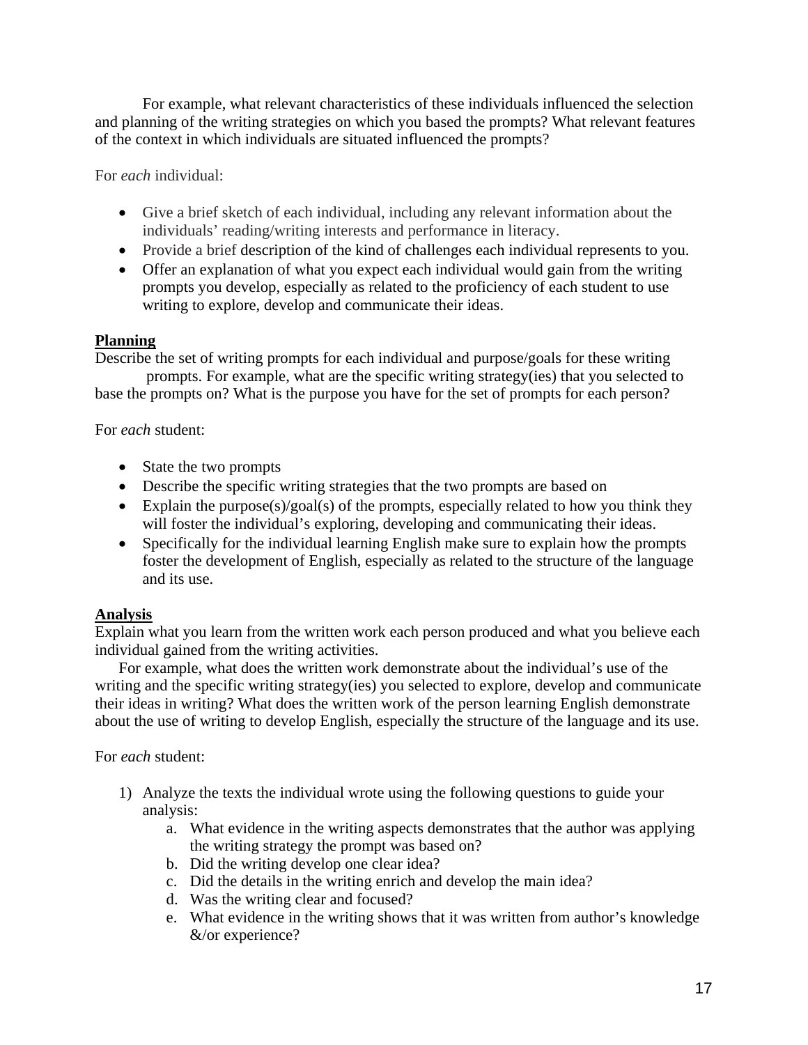For example, what relevant characteristics of these individuals influenced the selection and planning of the writing strategies on which you based the prompts? What relevant features of the context in which individuals are situated influenced the prompts?

For *each* individual:

- Give a brief sketch of each individual, including any relevant information about the individuals' reading/writing interests and performance in literacy.
- Provide a brief description of the kind of challenges each individual represents to you.
- Offer an explanation of what you expect each individual would gain from the writing prompts you develop, especially as related to the proficiency of each student to use writing to explore, develop and communicate their ideas.

**Planning**

Describe the set of writing prompts for each individual and purpose/goals for these writing prompts. For example, what are the specific writing strategy(ies) that you selected to base the prompts on? What is the purpose you have for the set of prompts for each person?

For *each* student:

- State the two prompts
- Describe the specific writing strategies that the two prompts are based on
- Explain the purpose(s)/goal(s) of the prompts, especially related to how you think they will foster the individual's exploring, developing and communicating their ideas.
- Specifically for the individual learning English make sure to explain how the prompts foster the development of English, especially as related to the structure of the language and its use.

**Analysis**

Explain what you learn from the written work each person produced and what you believe each individual gained from the writing activities.

For example, what does the written work demonstrate about the individual's use of the writing and the specific writing strategy(ies) you selected to explore, develop and communicate their ideas in writing? What does the written work of the person learning English demonstrate about the use of writing to develop English, especially the structure of the language and its use.

For *each* student:

1) Analyze the texts the individual wrote using the following questions to guide your analysis:
   a. What evidence in the writing aspects demonstrates that the author was applying the writing strategy the prompt was based on?
   b. Did the writing develop one clear idea?
   c. Did the details in the writing enrich and develop the main idea?
   d. Was the writing clear and focused?
   e. What evidence in the writing shows that it was written from author's knowledge &/or experience?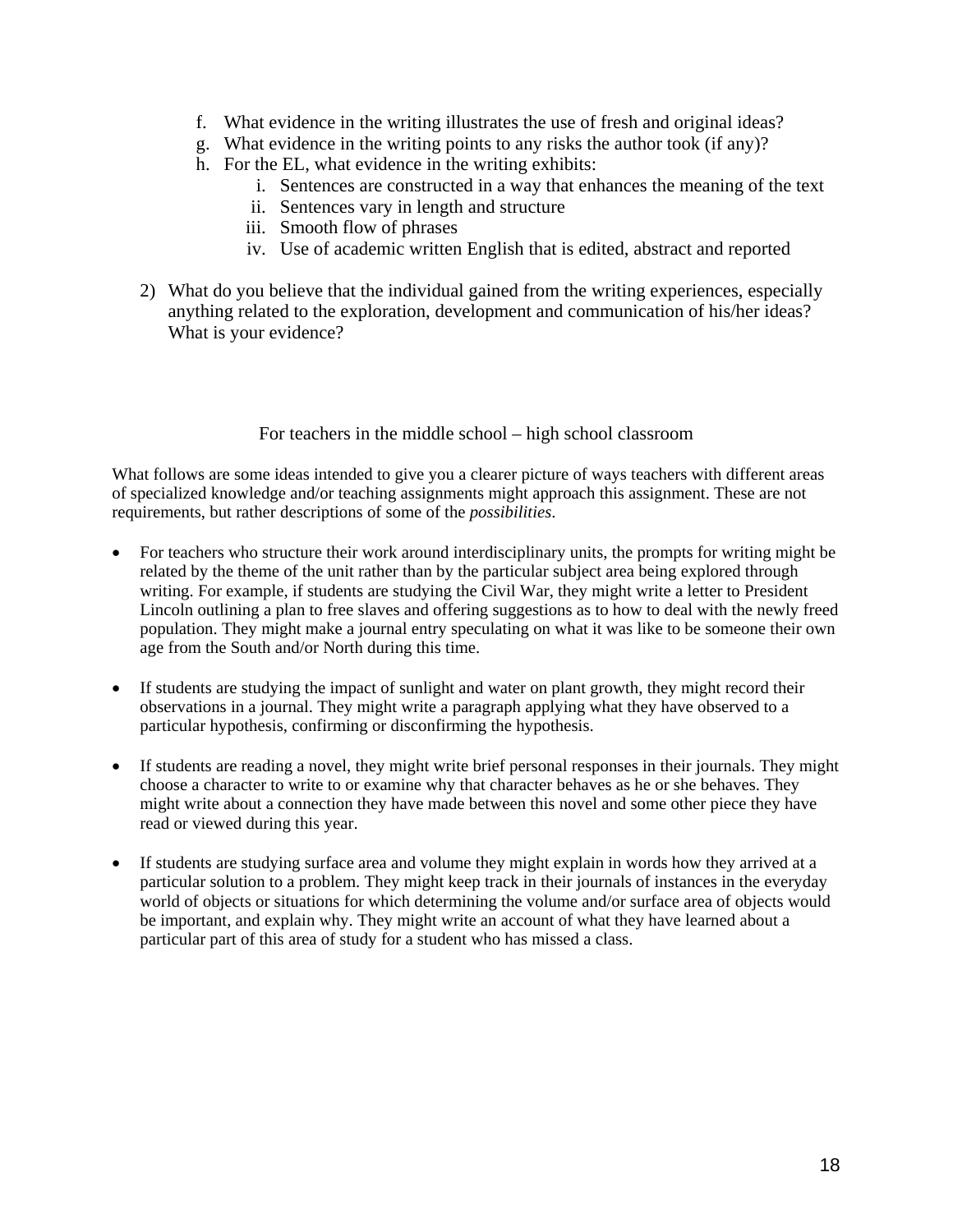f. What evidence in the writing illustrates the use of fresh and original ideas?
g. What evidence in the writing points to any risks the author took (if any)?
h. For the EL, what evidence in the writing exhibits:
    i. Sentences are constructed in a way that enhances the meaning of the text
    ii. Sentences vary in length and structure
    iii. Smooth flow of phrases
    iv. Use of academic written English that is edited, abstract and reported

2) What do you believe that the individual gained from the writing experiences, especially anything related to the exploration, development and communication of his/her ideas? What is your evidence?

## For teachers in the middle school – high school classroom

What follows are some ideas intended to give you a clearer picture of ways teachers with different areas of specialized knowledge and/or teaching assignments might approach this assignment. These are not requirements, but rather descriptions of some of the *possibilities*.

- For teachers who structure their work around interdisciplinary units, the prompts for writing might be related by the theme of the unit rather than by the particular subject area being explored through writing. For example, if students are studying the Civil War, they might write a letter to President Lincoln outlining a plan to free slaves and offering suggestions as to how to deal with the newly freed population. They might make a journal entry speculating on what it was like to be someone their own age from the South and/or North during this time.

- If students are studying the impact of sunlight and water on plant growth, they might record their observations in a journal. They might write a paragraph applying what they have observed to a particular hypothesis, confirming or disconfirming the hypothesis.

- If students are reading a novel, they might write brief personal responses in their journals. They might choose a character to write to or examine why that character behaves as he or she behaves. They might write about a connection they have made between this novel and some other piece they have read or viewed during this year.

- If students are studying surface area and volume they might explain in words how they arrived at a particular solution to a problem. They might keep track in their journals of instances in the everyday world of objects or situations for which determining the volume and/or surface area of objects would be important, and explain why. They might write an account of what they have learned about a particular part of this area of study for a student who has missed a class.